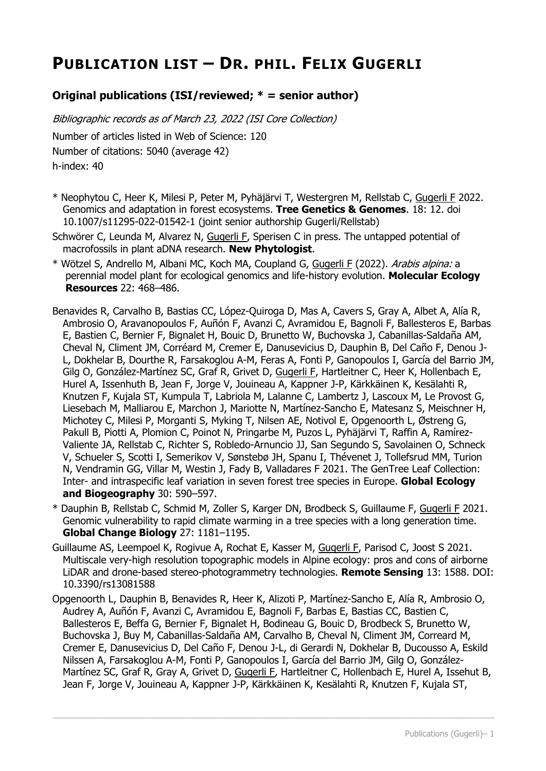# PUBLICATION LIST – DR. PHIL. FELIX GUGERLI

## Original publications (ISI/reviewed; * = senior author)

*Bibliographic records as of March 23, 2022 (ISI Core Collection)*

Number of articles listed in Web of Science: 120

Number of citations: 5040 (average 42)

h-index: 40

* Neophytou C, Heer K, Milesi P, Peter M, Pyhäjärvi T, Westergren M, Rellstab C, Gugerli F 2022. Genomics and adaptation in forest ecosystems. **Tree Genetics & Genomes**. 18: 12. doi 10.1007/s11295-022-01542-1 (joint senior authorship Gugerli/Rellstab)

Schwörer C, Leunda M, Alvarez N, Gugerli F, Sperisen C in press. The untapped potential of macrofossils in plant aDNA research. **New Phytologist**.

* Wötzel S, Andrello M, Albani MC, Koch MA, Coupland G, Gugerli F (2022). *Arabis alpina:* a perennial model plant for ecological genomics and life-history evolution. **Molecular Ecology Resources** 22: 468–486.

Benavides R, Carvalho B, Bastias CC, López-Quiroga D, Mas A, Cavers S, Gray A, Albet A, Alía R, Ambrosio O, Aravanopoulos F, Auñón F, Avanzi C, Avramidou E, Bagnoli F, Ballesteros E, Barbas E, Bastien C, Bernier F, Bignalet H, Bouic D, Brunetto W, Buchovska J, Cabanillas-Saldaña AM, Cheval N, Climent JM, Corréard M, Cremer E, Danusevicius D, Dauphin B, Del Caño F, Denou J-L, Dokhelar B, Dourthe R, Farsakoglou A-M, Feras A, Fonti P, Ganopoulos I, García del Barrio JM, Gilg O, González-Martínez SC, Graf R, Grivet D, Gugerli F, Hartleitner C, Heer K, Hollenbach E, Hurel A, Issenhuth B, Jean F, Jorge V, Jouineau A, Kappner J-P, Kärkkäinen K, Kesälahti R, Knutzen F, Kujala ST, Kumpula T, Labriola M, Lalanne C, Lambertz J, Lascoux M, Le Provost G, Liesebach M, Malliarou E, Marchon J, Mariotte N, Martínez-Sancho E, Matesanz S, Meischner H, Michotey C, Milesi P, Morganti S, Myking T, Nilsen AE, Notivol E, Opgenoorth L, Østreng G, Pakull B, Piotti A, Plomion C, Poinot N, Pringarbe M, Puzos L, Pyhäjärvi T, Raffin A, Ramírez-Valiente JA, Rellstab C, Richter S, Robledo-Arnuncio JJ, San Segundo S, Savolainen O, Schneck V, Schueler S, Scotti I, Semerikov V, Sønstebø JH, Spanu I, Thévenet J, Tollefsrud MM, Turion N, Vendramin GG, Villar M, Westin J, Fady B, Valladares F 2021. The GenTree Leaf Collection: Inter- and intraspecific leaf variation in seven forest tree species in Europe. **Global Ecology and Biogeography** 30: 590–597.

* Dauphin B, Rellstab C, Schmid M, Zoller S, Karger DN, Brodbeck S, Guillaume F, Gugerli F 2021. Genomic vulnerability to rapid climate warming in a tree species with a long generation time. **Global Change Biology** 27: 1181–1195.

Guillaume AS, Leempoel K, Rogivue A, Rochat E, Kasser M, Gugerli F, Parisod C, Joost S 2021. Multiscale very-high resolution topographic models in Alpine ecology: pros and cons of airborne LiDAR and drone-based stereo-photogrammetry technologies. **Remote Sensing** 13: 1588. DOI: 10.3390/rs13081588

Opgenoorth L, Dauphin B, Benavides R, Heer K, Alizoti P, Martínez-Sancho E, Alía R, Ambrosio O, Audrey A, Auñón F, Avanzi C, Avramidou E, Bagnoli F, Barbas E, Bastias CC, Bastien C, Ballesteros E, Beffa G, Bernier F, Bignalet H, Bodineau G, Bouic D, Brodbeck S, Brunetto W, Buchovska J, Buy M, Cabanillas-Saldaña AM, Carvalho B, Cheval N, Climent JM, Correard M, Cremer E, Danusevicius D, Del Caño F, Denou J-L, di Gerardi N, Dokhelar B, Ducousso A, Eskild Nilssen A, Farsakoglou A-M, Fonti P, Ganopoulos I, García del Barrio JM, Gilg O, González-Martínez SC, Graf R, Gray A, Grivet D, Gugerli F, Hartleitner C, Hollenbach E, Hurel A, Issehut B, Jean F, Jorge V, Jouineau A, Kappner J-P, Kärkkäinen K, Kesälahti R, Knutzen F, Kujala ST,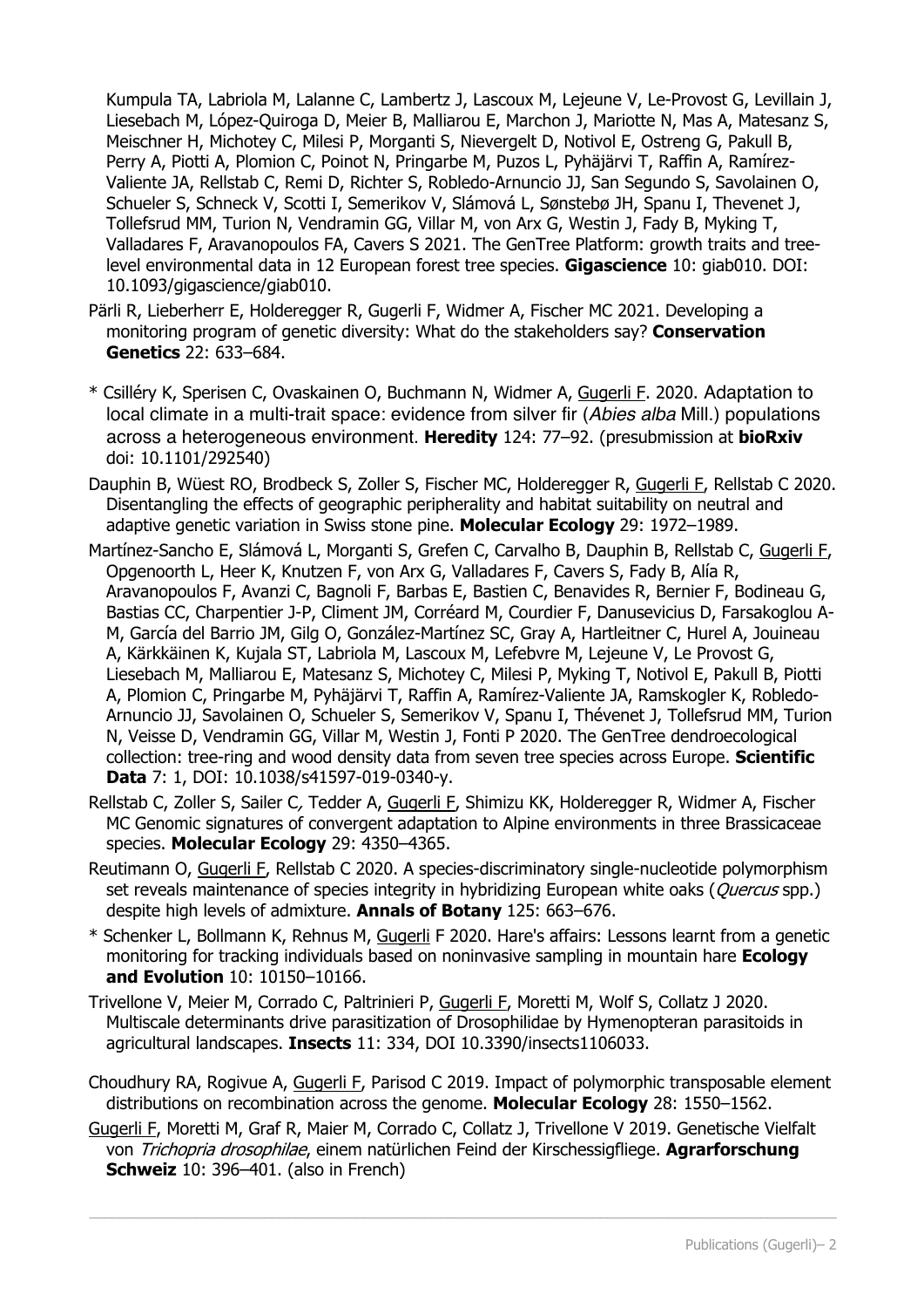Kumpula TA, Labriola M, Lalanne C, Lambertz J, Lascoux M, Lejeune V, Le-Provost G, Levillain J, Liesebach M, López-Quiroga D, Meier B, Malliarou E, Marchon J, Mariotte N, Mas A, Matesanz S, Meischner H, Michotey C, Milesi P, Morganti S, Nievergelt D, Notivol E, Ostreng G, Pakull B, Perry A, Piotti A, Plomion C, Poinot N, Pringarbe M, Puzos L, Pyhäjärvi T, Raffin A, Ramírez-Valiente JA, Rellstab C, Remi D, Richter S, Robledo-Arnuncio JJ, San Segundo S, Savolainen O, Schueler S, Schneck V, Scotti I, Semerikov V, Slámová L, Sønstebø JH, Spanu I, Thevenet J, Tollefsrud MM, Turion N, Vendramin GG, Villar M, von Arx G, Westin J, Fady B, Myking T, Valladares F, Aravanopoulos FA, Cavers S 2021. The GenTree Platform: growth traits and tree-level environmental data in 12 European forest tree species. **Gigascience** 10: giab010. DOI: 10.1093/gigascience/giab010.

Pärli R, Lieberherr E, Holderegger R, Gugerli F, Widmer A, Fischer MC 2021. Developing a monitoring program of genetic diversity: What do the stakeholders say? **Conservation Genetics** 22: 633–684.

* Csilléry K, Sperisen C, Ovaskainen O, Buchmann N, Widmer A, Gugerli F. 2020. Adaptation to local climate in a multi-trait space: evidence from silver fir (*Abies alba* Mill.) populations across a heterogeneous environment. **Heredity** 124: 77–92. (presubmission at **bioRxiv** doi: 10.1101/292540)

Dauphin B, Wüest RO, Brodbeck S, Zoller S, Fischer MC, Holderegger R, Gugerli F, Rellstab C 2020. Disentangling the effects of geographic peripherality and habitat suitability on neutral and adaptive genetic variation in Swiss stone pine. **Molecular Ecology** 29: 1972–1989.

Martínez-Sancho E, Slámová L, Morganti S, Grefen C, Carvalho B, Dauphin B, Rellstab C, Gugerli F, Opgenoorth L, Heer K, Knutzen F, von Arx G, Valladares F, Cavers S, Fady B, Alía R, Aravanopoulos F, Avanzi C, Bagnoli F, Barbas E, Bastien C, Benavides R, Bernier F, Bodineau G, Bastias CC, Charpentier J-P, Climent JM, Corréard M, Courdier F, Danusevicius D, Farsakoglou A-M, García del Barrio JM, Gilg O, González-Martínez SC, Gray A, Hartleitner C, Hurel A, Jouineau A, Kärkkäinen K, Kujala ST, Labriola M, Lascoux M, Lefebvre M, Lejeune V, Le Provost G, Liesebach M, Malliarou E, Matesanz S, Michotey C, Milesi P, Myking T, Notivol E, Pakull B, Piotti A, Plomion C, Pringarbe M, Pyhäjärvi T, Raffin A, Ramírez-Valiente JA, Ramskogler K, Robledo-Arnuncio JJ, Savolainen O, Schueler S, Semerikov V, Spanu I, Thévenet J, Tollefsrud MM, Turion N, Veisse D, Vendramin GG, Villar M, Westin J, Fonti P 2020. The GenTree dendroecological collection: tree-ring and wood density data from seven tree species across Europe. **Scientific Data** 7: 1, DOI: 10.1038/s41597-019-0340-y.

Rellstab C, Zoller S, Sailer C, Tedder A, Gugerli F, Shimizu KK, Holderegger R, Widmer A, Fischer MC Genomic signatures of convergent adaptation to Alpine environments in three Brassicaceae species. **Molecular Ecology** 29: 4350–4365.

Reutimann O, Gugerli F, Rellstab C 2020. A species-discriminatory single-nucleotide polymorphism set reveals maintenance of species integrity in hybridizing European white oaks (*Quercus* spp.) despite high levels of admixture. **Annals of Botany** 125: 663–676.

* Schenker L, Bollmann K, Rehnus M, Gugerli F 2020. Hare's affairs: Lessons learnt from a genetic monitoring for tracking individuals based on noninvasive sampling in mountain hare **Ecology and Evolution** 10: 10150–10166.

Trivellone V, Meier M, Corrado C, Paltrinieri P, Gugerli F, Moretti M, Wolf S, Collatz J 2020. Multiscale determinants drive parasitization of Drosophilidae by Hymenopteran parasitoids in agricultural landscapes. **Insects** 11: 334, DOI 10.3390/insects1106033.

Choudhury RA, Rogivue A, Gugerli F, Parisod C 2019. Impact of polymorphic transposable element distributions on recombination across the genome. **Molecular Ecology** 28: 1550–1562.

Gugerli F, Moretti M, Graf R, Maier M, Corrado C, Collatz J, Trivellone V 2019. Genetische Vielfalt von *Trichopria drosophilae*, einem natürlichen Feind der Kirschessigfliege. **Agrarforschung Schweiz** 10: 396–401. (also in French)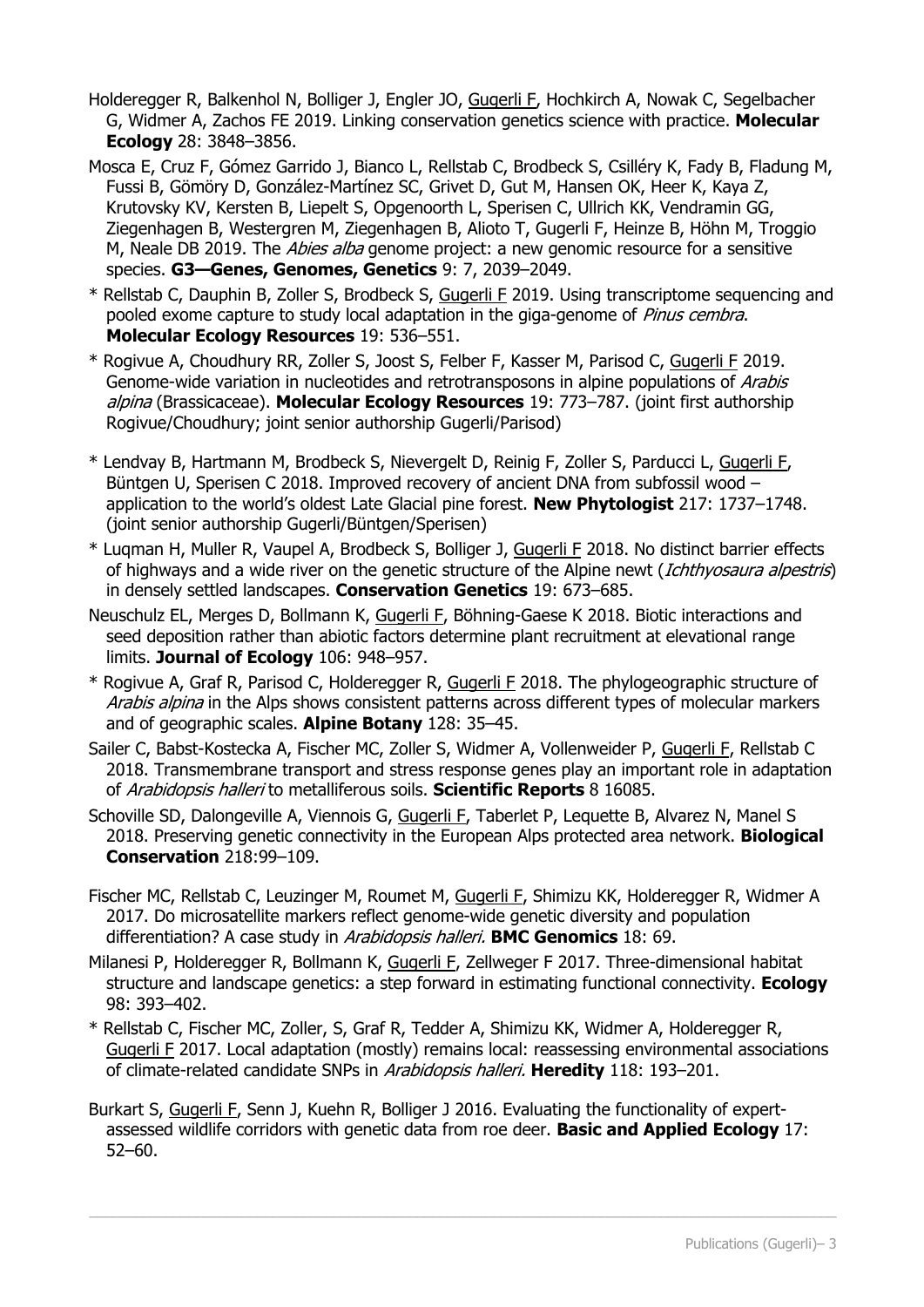Holderegger R, Balkenhol N, Bolliger J, Engler JO, Gugerli F, Hochkirch A, Nowak C, Segelbacher G, Widmer A, Zachos FE 2019. Linking conservation genetics science with practice. **Molecular Ecology** 28: 3848–3856.

Mosca E, Cruz F, Gómez Garrido J, Bianco L, Rellstab C, Brodbeck S, Csilléry K, Fady B, Fladung M, Fussi B, Gömöry D, González-Martínez SC, Grivet D, Gut M, Hansen OK, Heer K, Kaya Z, Krutovsky KV, Kersten B, Liepelt S, Opgenoorth L, Sperisen C, Ullrich KK, Vendramin GG, Ziegenhagen B, Westergren M, Ziegenhagen B, Alioto T, Gugerli F, Heinze B, Höhn M, Troggio M, Neale DB 2019. The *Abies alba* genome project: a new genomic resource for a sensitive species. **G3—Genes, Genomes, Genetics** 9: 7, 2039–2049.

* Rellstab C, Dauphin B, Zoller S, Brodbeck S, Gugerli F 2019. Using transcriptome sequencing and pooled exome capture to study local adaptation in the giga-genome of *Pinus cembra*. **Molecular Ecology Resources** 19: 536–551.

* Rogivue A, Choudhury RR, Zoller S, Joost S, Felber F, Kasser M, Parisod C, Gugerli F 2019. Genome-wide variation in nucleotides and retrotransposons in alpine populations of *Arabis alpina* (Brassicaceae). **Molecular Ecology Resources** 19: 773–787. (joint first authorship Rogivue/Choudhury; joint senior authorship Gugerli/Parisod)

* Lendvay B, Hartmann M, Brodbeck S, Nievergelt D, Reinig F, Zoller S, Parducci L, Gugerli F, Büntgen U, Sperisen C 2018. Improved recovery of ancient DNA from subfossil wood – application to the world's oldest Late Glacial pine forest. **New Phytologist** 217: 1737–1748. (joint senior authorship Gugerli/Büntgen/Sperisen)

* Luqman H, Muller R, Vaupel A, Brodbeck S, Bolliger J, Gugerli F 2018. No distinct barrier effects of highways and a wide river on the genetic structure of the Alpine newt (*Ichthyosaura alpestris*) in densely settled landscapes. **Conservation Genetics** 19: 673–685.

Neuschulz EL, Merges D, Bollmann K, Gugerli F, Böhning-Gaese K 2018. Biotic interactions and seed deposition rather than abiotic factors determine plant recruitment at elevational range limits. **Journal of Ecology** 106: 948–957.

* Rogivue A, Graf R, Parisod C, Holderegger R, Gugerli F 2018. The phylogeographic structure of *Arabis alpina* in the Alps shows consistent patterns across different types of molecular markers and of geographic scales. **Alpine Botany** 128: 35–45.

Sailer C, Babst-Kostecka A, Fischer MC, Zoller S, Widmer A, Vollenweider P, Gugerli F, Rellstab C 2018. Transmembrane transport and stress response genes play an important role in adaptation of *Arabidopsis halleri* to metalliferous soils. **Scientific Reports** 8 16085.

Schoville SD, Dalongeville A, Viennois G, Gugerli F, Taberlet P, Lequette B, Alvarez N, Manel S 2018. Preserving genetic connectivity in the European Alps protected area network. **Biological Conservation** 218:99–109.

Fischer MC, Rellstab C, Leuzinger M, Roumet M, Gugerli F, Shimizu KK, Holderegger R, Widmer A 2017. Do microsatellite markers reflect genome-wide genetic diversity and population differentiation? A case study in *Arabidopsis halleri.* **BMC Genomics** 18: 69.

Milanesi P, Holderegger R, Bollmann K, Gugerli F, Zellweger F 2017. Three-dimensional habitat structure and landscape genetics: a step forward in estimating functional connectivity. **Ecology** 98: 393–402.

* Rellstab C, Fischer MC, Zoller, S, Graf R, Tedder A, Shimizu KK, Widmer A, Holderegger R, Gugerli F 2017. Local adaptation (mostly) remains local: reassessing environmental associations of climate-related candidate SNPs in *Arabidopsis halleri.* **Heredity** 118: 193–201.

Burkart S, Gugerli F, Senn J, Kuehn R, Bolliger J 2016. Evaluating the functionality of expert-assessed wildlife corridors with genetic data from roe deer. **Basic and Applied Ecology** 17: 52–60.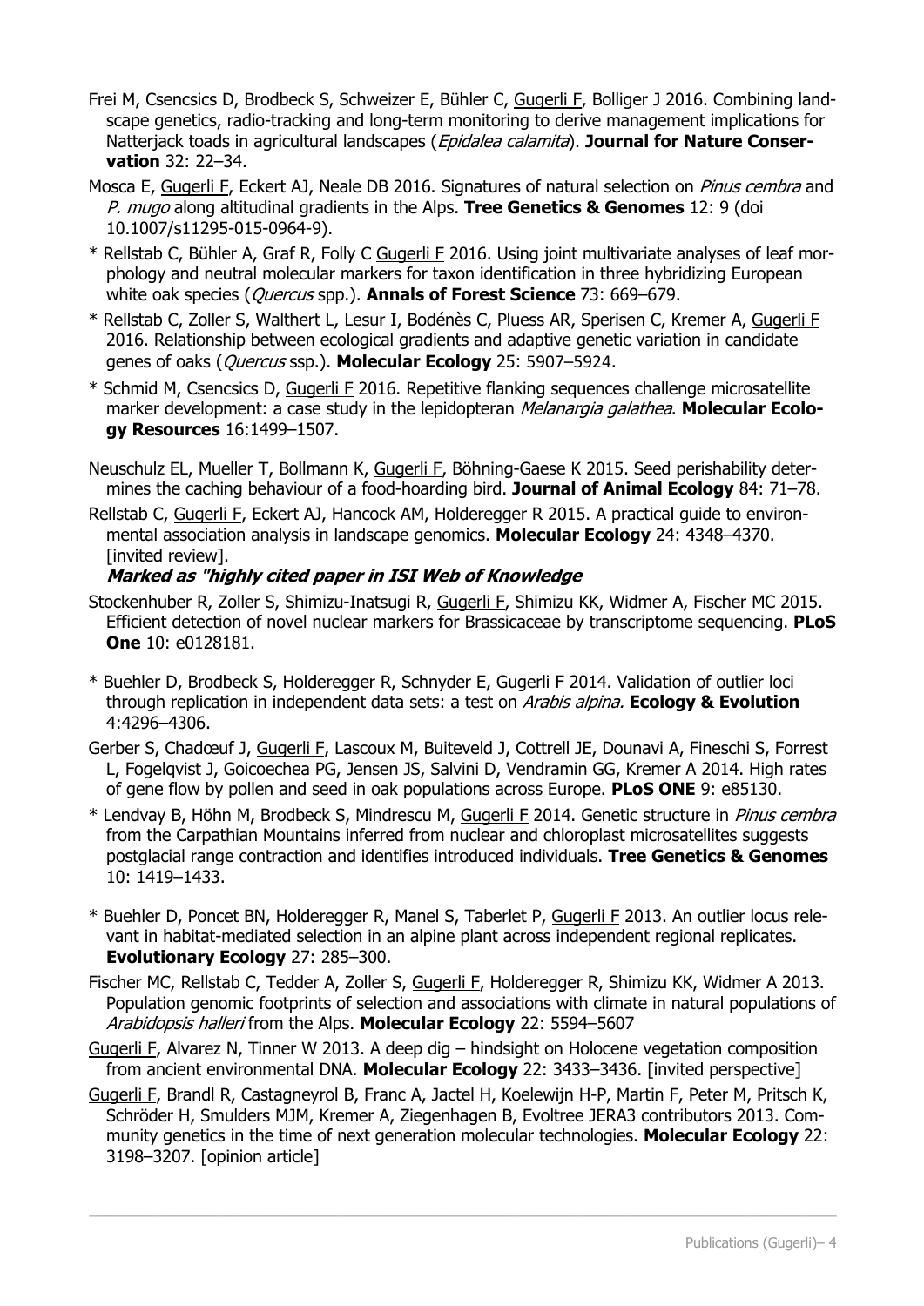Frei M, Csencsics D, Brodbeck S, Schweizer E, Bühler C, <u>Gugerli F</u>, Bolliger J 2016. Combining landscape genetics, radio-tracking and long-term monitoring to derive management implications for Natterjack toads in agricultural landscapes (*Epidalea calamita*). **Journal for Nature Conservation** 32: 22–34.

Mosca E, <u>Gugerli F</u>, Eckert AJ, Neale DB 2016. Signatures of natural selection on *Pinus cembra* and *P. mugo* along altitudinal gradients in the Alps. **Tree Genetics & Genomes** 12: 9 (doi 10.1007/s11295-015-0964-9).

* Rellstab C, Bühler A, Graf R, Folly C <u>Gugerli F</u> 2016. Using joint multivariate analyses of leaf morphology and neutral molecular markers for taxon identification in three hybridizing European white oak species (*Quercus* spp.). **Annals of Forest Science** 73: 669–679.

* Rellstab C, Zoller S, Walthert L, Lesur I, Bodénès C, Pluess AR, Sperisen C, Kremer A, <u>Gugerli F</u> 2016. Relationship between ecological gradients and adaptive genetic variation in candidate genes of oaks (*Quercus* ssp.). **Molecular Ecology** 25: 5907–5924.

* Schmid M, Csencsics D, <u>Gugerli F</u> 2016. Repetitive flanking sequences challenge microsatellite marker development: a case study in the lepidopteran *Melanargia galathea*. **Molecular Ecology Resources** 16:1499–1507.

Neuschulz EL, Mueller T, Bollmann K, <u>Gugerli F</u>, Böhning-Gaese K 2015. Seed perishability determines the caching behaviour of a food-hoarding bird. **Journal of Animal Ecology** 84: 71–78.

Rellstab C, <u>Gugerli F</u>, Eckert AJ, Hancock AM, Holderegger R 2015. A practical guide to environmental association analysis in landscape genomics. **Molecular Ecology** 24: 4348–4370. [invited review].
***Marked as "highly cited paper in ISI Web of Knowledge***

Stockenhuber R, Zoller S, Shimizu-Inatsugi R, <u>Gugerli F</u>, Shimizu KK, Widmer A, Fischer MC 2015. Efficient detection of novel nuclear markers for Brassicaceae by transcriptome sequencing. **PLoS One** 10: e0128181.

* Buehler D, Brodbeck S, Holderegger R, Schnyder E, <u>Gugerli F</u> 2014. Validation of outlier loci through replication in independent data sets: a test on *Arabis alpina.* **Ecology & Evolution** 4:4296–4306.

Gerber S, Chadœuf J, <u>Gugerli F</u>, Lascoux M, Buiteveld J, Cottrell JE, Dounavi A, Fineschi S, Forrest L, Fogelqvist J, Goicoechea PG, Jensen JS, Salvini D, Vendramin GG, Kremer A 2014. High rates of gene flow by pollen and seed in oak populations across Europe. **PLoS ONE** 9: e85130.

* Lendvay B, Höhn M, Brodbeck S, Mindrescu M, <u>Gugerli F</u> 2014. Genetic structure in *Pinus cembra* from the Carpathian Mountains inferred from nuclear and chloroplast microsatellites suggests postglacial range contraction and identifies introduced individuals. **Tree Genetics & Genomes** 10: 1419–1433.

* Buehler D, Poncet BN, Holderegger R, Manel S, Taberlet P, <u>Gugerli F</u> 2013. An outlier locus relevant in habitat-mediated selection in an alpine plant across independent regional replicates. **Evolutionary Ecology** 27: 285–300.

Fischer MC, Rellstab C, Tedder A, Zoller S, <u>Gugerli F</u>, Holderegger R, Shimizu KK, Widmer A 2013. Population genomic footprints of selection and associations with climate in natural populations of *Arabidopsis halleri* from the Alps. **Molecular Ecology** 22: 5594–5607

<u>Gugerli F</u>, Alvarez N, Tinner W 2013. A deep dig – hindsight on Holocene vegetation composition from ancient environmental DNA. **Molecular Ecology** 22: 3433–3436. [invited perspective]

<u>Gugerli F</u>, Brandl R, Castagneyrol B, Franc A, Jactel H, Koelewijn H-P, Martin F, Peter M, Pritsch K, Schröder H, Smulders MJM, Kremer A, Ziegenhagen B, Evoltree JERA3 contributors 2013. Community genetics in the time of next generation molecular technologies. **Molecular Ecology** 22: 3198–3207. [opinion article]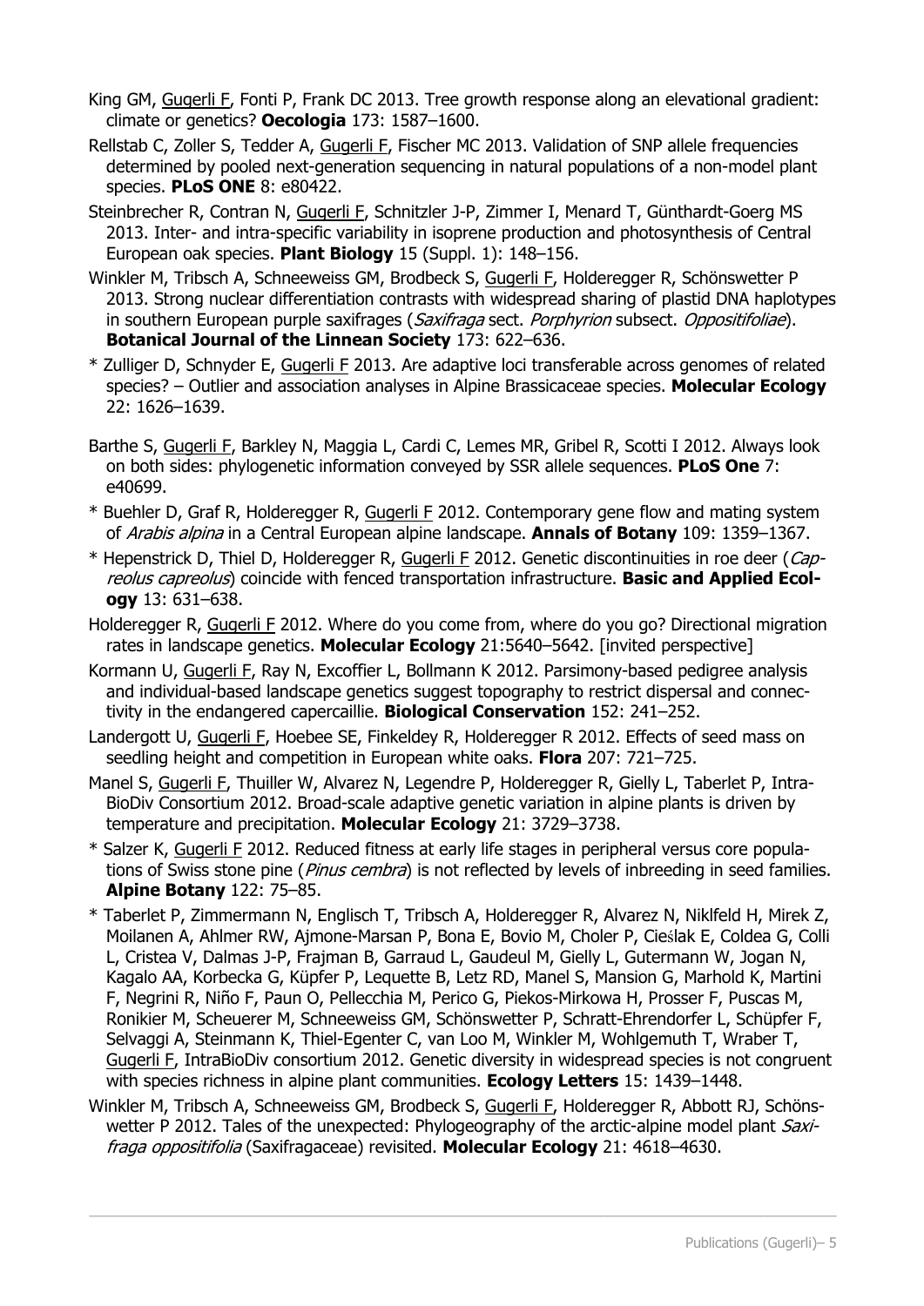King GM, Gugerli F, Fonti P, Frank DC 2013. Tree growth response along an elevational gradient: climate or genetics? **Oecologia** 173: 1587–1600.

Rellstab C, Zoller S, Tedder A, Gugerli F, Fischer MC 2013. Validation of SNP allele frequencies determined by pooled next-generation sequencing in natural populations of a non-model plant species. **PLoS ONE** 8: e80422.

Steinbrecher R, Contran N, Gugerli F, Schnitzler J-P, Zimmer I, Menard T, Günthardt-Goerg MS 2013. Inter- and intra-specific variability in isoprene production and photosynthesis of Central European oak species. **Plant Biology** 15 (Suppl. 1): 148–156.

Winkler M, Tribsch A, Schneeweiss GM, Brodbeck S, Gugerli F, Holderegger R, Schönswetter P 2013. Strong nuclear differentiation contrasts with widespread sharing of plastid DNA haplotypes in southern European purple saxifrages (*Saxifraga* sect. *Porphyrion* subsect. *Oppositifoliae*). **Botanical Journal of the Linnean Society** 173: 622–636.

* Zulliger D, Schnyder E, Gugerli F 2013. Are adaptive loci transferable across genomes of related species? – Outlier and association analyses in Alpine Brassicaceae species. **Molecular Ecology** 22: 1626–1639.

Barthe S, Gugerli F, Barkley N, Maggia L, Cardi C, Lemes MR, Gribel R, Scotti I 2012. Always look on both sides: phylogenetic information conveyed by SSR allele sequences. **PLoS One** 7: e40699.

* Buehler D, Graf R, Holderegger R, Gugerli F 2012. Contemporary gene flow and mating system of *Arabis alpina* in a Central European alpine landscape. **Annals of Botany** 109: 1359–1367.

* Hepenstrick D, Thiel D, Holderegger R, Gugerli F 2012. Genetic discontinuities in roe deer (*Capreolus capreolus*) coincide with fenced transportation infrastructure. **Basic and Applied Ecology** 13: 631–638.

Holderegger R, Gugerli F 2012. Where do you come from, where do you go? Directional migration rates in landscape genetics. **Molecular Ecology** 21:5640–5642. [invited perspective]

Kormann U, Gugerli F, Ray N, Excoffier L, Bollmann K 2012. Parsimony-based pedigree analysis and individual-based landscape genetics suggest topography to restrict dispersal and connectivity in the endangered capercaillie. **Biological Conservation** 152: 241–252.

Landergott U, Gugerli F, Hoebee SE, Finkeldey R, Holderegger R 2012. Effects of seed mass on seedling height and competition in European white oaks. **Flora** 207: 721–725.

Manel S, Gugerli F, Thuiller W, Alvarez N, Legendre P, Holderegger R, Gielly L, Taberlet P, IntraBioDiv Consortium 2012. Broad-scale adaptive genetic variation in alpine plants is driven by temperature and precipitation. **Molecular Ecology** 21: 3729–3738.

* Salzer K, Gugerli F 2012. Reduced fitness at early life stages in peripheral versus core populations of Swiss stone pine (*Pinus cembra*) is not reflected by levels of inbreeding in seed families. **Alpine Botany** 122: 75–85.

* Taberlet P, Zimmermann N, Englisch T, Tribsch A, Holderegger R, Alvarez N, Niklfeld H, Mirek Z, Moilanen A, Ahlmer RW, Ajmone-Marsan P, Bona E, Bovio M, Choler P, Cieślak E, Coldea G, Colli L, Cristea V, Dalmas J-P, Frajman B, Garraud L, Gaudeul M, Gielly L, Gutermann W, Jogan N, Kagalo AA, Korbecka G, Küpfer P, Lequette B, Letz RD, Manel S, Mansion G, Marhold K, Martini F, Negrini R, Niño F, Paun O, Pellecchia M, Perico G, Piekos-Mirkowa H, Prosser F, Puscas M, Ronikier M, Scheuerer M, Schneeweiss GM, Schönswetter P, Schratt-Ehrendorfer L, Schüpfer F, Selvaggi A, Steinmann K, Thiel-Egenter C, van Loo M, Winkler M, Wohlgemuth T, Wraber T, Gugerli F, IntraBioDiv consortium 2012. Genetic diversity in widespread species is not congruent with species richness in alpine plant communities. **Ecology Letters** 15: 1439–1448.

Winkler M, Tribsch A, Schneeweiss GM, Brodbeck S, Gugerli F, Holderegger R, Abbott RJ, Schönswetter P 2012. Tales of the unexpected: Phylogeography of the arctic-alpine model plant *Saxifraga oppositifolia* (Saxifragaceae) revisited. **Molecular Ecology** 21: 4618–4630.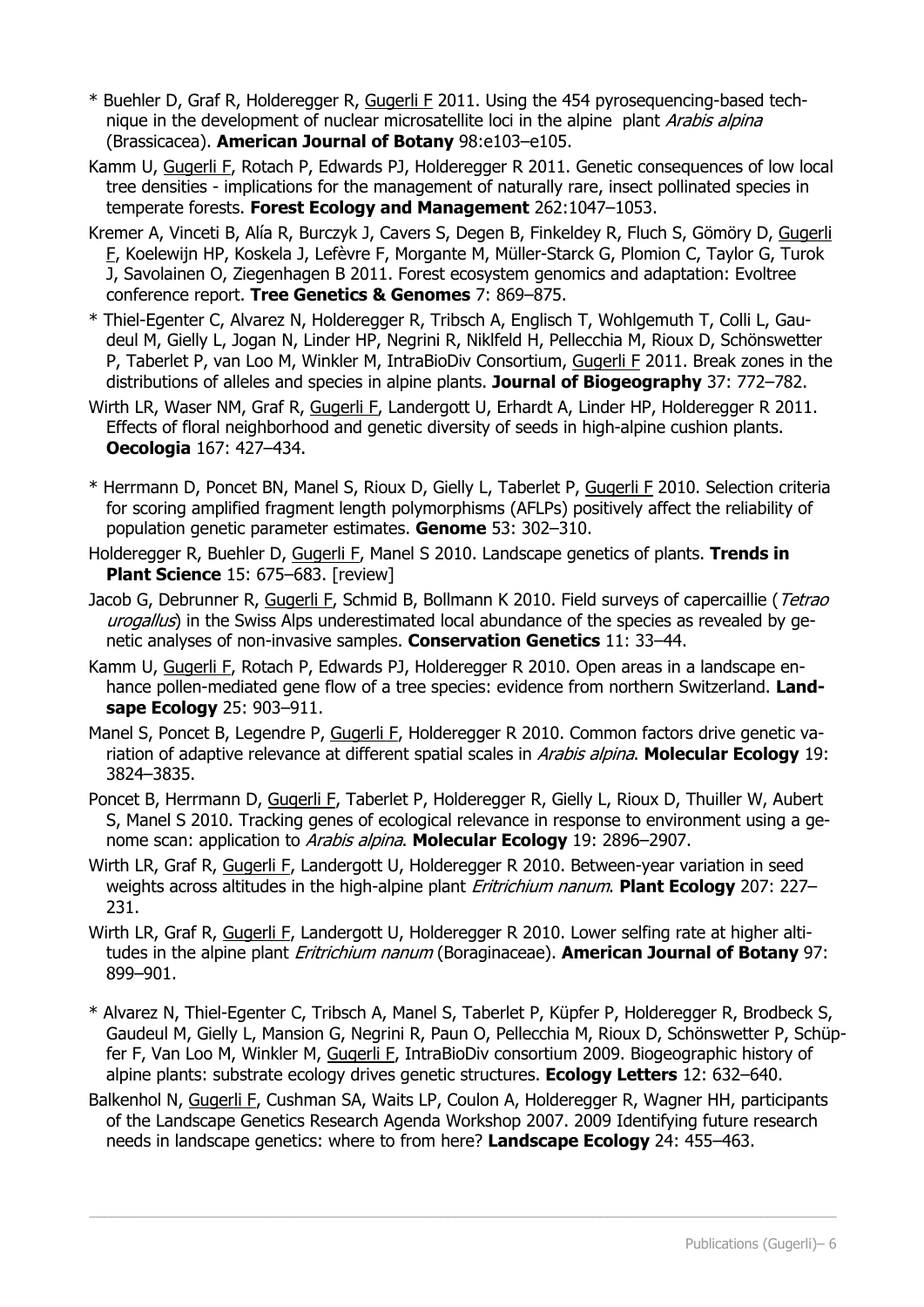* Buehler D, Graf R, Holderegger R, Gugerli F 2011. Using the 454 pyrosequencing-based technique in the development of nuclear microsatellite loci in the alpine plant *Arabis alpina* (Brassicacea). **American Journal of Botany** 98:e103–e105.

Kamm U, Gugerli F, Rotach P, Edwards PJ, Holderegger R 2011. Genetic consequences of low local tree densities - implications for the management of naturally rare, insect pollinated species in temperate forests. **Forest Ecology and Management** 262:1047–1053.

Kremer A, Vinceti B, Alía R, Burczyk J, Cavers S, Degen B, Finkeldey R, Fluch S, Gömöry D, Gugerli F, Koelewijn HP, Koskela J, Lefèvre F, Morgante M, Müller-Starck G, Plomion C, Taylor G, Turok J, Savolainen O, Ziegenhagen B 2011. Forest ecosystem genomics and adaptation: Evoltree conference report. **Tree Genetics & Genomes** 7: 869–875.

* Thiel-Egenter C, Alvarez N, Holderegger R, Tribsch A, Englisch T, Wohlgemuth T, Colli L, Gaudeul M, Gielly L, Jogan N, Linder HP, Negrini R, Niklfeld H, Pellecchia M, Rioux D, Schönswetter P, Taberlet P, van Loo M, Winkler M, IntraBioDiv Consortium, Gugerli F 2011. Break zones in the distributions of alleles and species in alpine plants. **Journal of Biogeography** 37: 772–782.

Wirth LR, Waser NM, Graf R, Gugerli F, Landergott U, Erhardt A, Linder HP, Holderegger R 2011. Effects of floral neighborhood and genetic diversity of seeds in high-alpine cushion plants. **Oecologia** 167: 427–434.

* Herrmann D, Poncet BN, Manel S, Rioux D, Gielly L, Taberlet P, Gugerli F 2010. Selection criteria for scoring amplified fragment length polymorphisms (AFLPs) positively affect the reliability of population genetic parameter estimates. **Genome** 53: 302–310.

Holderegger R, Buehler D, Gugerli F, Manel S 2010. Landscape genetics of plants. **Trends in Plant Science** 15: 675–683. [review]

Jacob G, Debrunner R, Gugerli F, Schmid B, Bollmann K 2010. Field surveys of capercaillie (*Tetrao urogallus*) in the Swiss Alps underestimated local abundance of the species as revealed by genetic analyses of non-invasive samples. **Conservation Genetics** 11: 33–44.

Kamm U, Gugerli F, Rotach P, Edwards PJ, Holderegger R 2010. Open areas in a landscape enhance pollen-mediated gene flow of a tree species: evidence from northern Switzerland. **Landsape Ecology** 25: 903–911.

Manel S, Poncet B, Legendre P, Gugerli F, Holderegger R 2010. Common factors drive genetic variation of adaptive relevance at different spatial scales in *Arabis alpina*. **Molecular Ecology** 19: 3824–3835.

Poncet B, Herrmann D, Gugerli F, Taberlet P, Holderegger R, Gielly L, Rioux D, Thuiller W, Aubert S, Manel S 2010. Tracking genes of ecological relevance in response to environment using a genome scan: application to *Arabis alpina*. **Molecular Ecology** 19: 2896–2907.

Wirth LR, Graf R, Gugerli F, Landergott U, Holderegger R 2010. Between-year variation in seed weights across altitudes in the high-alpine plant *Eritrichium nanum*. **Plant Ecology** 207: 227–231.

Wirth LR, Graf R, Gugerli F, Landergott U, Holderegger R 2010. Lower selfing rate at higher altitudes in the alpine plant *Eritrichium nanum* (Boraginaceae). **American Journal of Botany** 97: 899–901.

* Alvarez N, Thiel-Egenter C, Tribsch A, Manel S, Taberlet P, Küpfer P, Holderegger R, Brodbeck S, Gaudeul M, Gielly L, Mansion G, Negrini R, Paun O, Pellecchia M, Rioux D, Schönswetter P, Schüpfer F, Van Loo M, Winkler M, Gugerli F, IntraBioDiv consortium 2009. Biogeographic history of alpine plants: substrate ecology drives genetic structures. **Ecology Letters** 12: 632–640.

Balkenhol N, Gugerli F, Cushman SA, Waits LP, Coulon A, Holderegger R, Wagner HH, participants of the Landscape Genetics Research Agenda Workshop 2007. 2009 Identifying future research needs in landscape genetics: where to from here? **Landscape Ecology** 24: 455–463.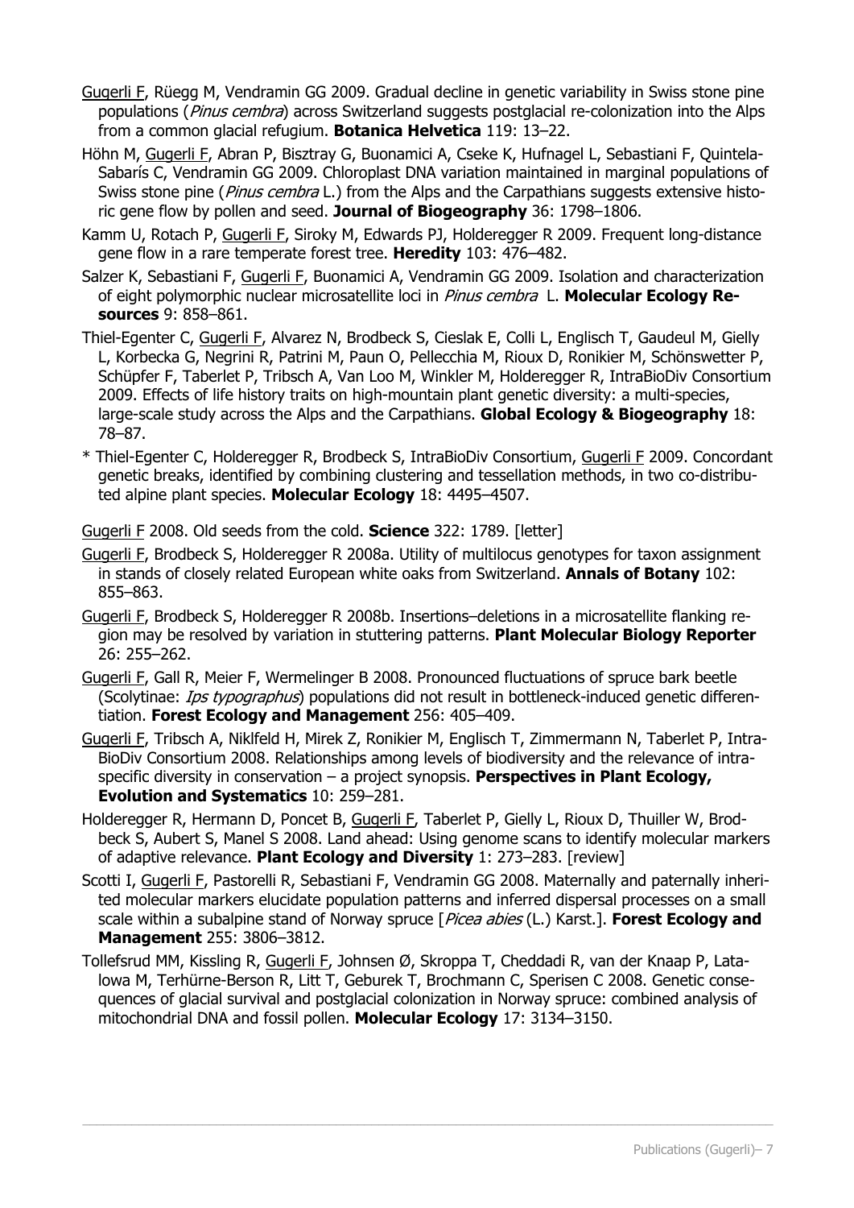Gugerli F, Rüegg M, Vendramin GG 2009. Gradual decline in genetic variability in Swiss stone pine populations (*Pinus cembra*) across Switzerland suggests postglacial re-colonization into the Alps from a common glacial refugium. **Botanica Helvetica** 119: 13–22.

Höhn M, Gugerli F, Abran P, Bisztray G, Buonamici A, Cseke K, Hufnagel L, Sebastiani F, Quintela-Sabarís C, Vendramin GG 2009. Chloroplast DNA variation maintained in marginal populations of Swiss stone pine (*Pinus cembra* L.) from the Alps and the Carpathians suggests extensive historic gene flow by pollen and seed. **Journal of Biogeography** 36: 1798–1806.

Kamm U, Rotach P, Gugerli F, Siroky M, Edwards PJ, Holderegger R 2009. Frequent long-distance gene flow in a rare temperate forest tree. **Heredity** 103: 476–482.

Salzer K, Sebastiani F, Gugerli F, Buonamici A, Vendramin GG 2009. Isolation and characterization of eight polymorphic nuclear microsatellite loci in *Pinus cembra* L. **Molecular Ecology Resources** 9: 858–861.

Thiel-Egenter C, Gugerli F, Alvarez N, Brodbeck S, Cieslak E, Colli L, Englisch T, Gaudeul M, Gielly L, Korbecka G, Negrini R, Patrini M, Paun O, Pellecchia M, Rioux D, Ronikier M, Schönswetter P, Schüpfer F, Taberlet P, Tribsch A, Van Loo M, Winkler M, Holderegger R, IntraBioDiv Consortium 2009. Effects of life history traits on high-mountain plant genetic diversity: a multi-species, large-scale study across the Alps and the Carpathians. **Global Ecology & Biogeography** 18: 78–87.

* Thiel-Egenter C, Holderegger R, Brodbeck S, IntraBioDiv Consortium, Gugerli F 2009. Concordant genetic breaks, identified by combining clustering and tessellation methods, in two co-distributed alpine plant species. **Molecular Ecology** 18: 4495–4507.

Gugerli F 2008. Old seeds from the cold. **Science** 322: 1789. [letter]

Gugerli F, Brodbeck S, Holderegger R 2008a. Utility of multilocus genotypes for taxon assignment in stands of closely related European white oaks from Switzerland. **Annals of Botany** 102: 855–863.

Gugerli F, Brodbeck S, Holderegger R 2008b. Insertions–deletions in a microsatellite flanking region may be resolved by variation in stuttering patterns. **Plant Molecular Biology Reporter** 26: 255–262.

Gugerli F, Gall R, Meier F, Wermelinger B 2008. Pronounced fluctuations of spruce bark beetle (Scolytinae: *Ips typographus*) populations did not result in bottleneck-induced genetic differentiation. **Forest Ecology and Management** 256: 405–409.

Gugerli F, Tribsch A, Niklfeld H, Mirek Z, Ronikier M, Englisch T, Zimmermann N, Taberlet P, IntraBioDiv Consortium 2008. Relationships among levels of biodiversity and the relevance of intraspecific diversity in conservation – a project synopsis. **Perspectives in Plant Ecology, Evolution and Systematics** 10: 259–281.

Holderegger R, Hermann D, Poncet B, Gugerli F, Taberlet P, Gielly L, Rioux D, Thuiller W, Brodbeck S, Aubert S, Manel S 2008. Land ahead: Using genome scans to identify molecular markers of adaptive relevance. **Plant Ecology and Diversity** 1: 273–283. [review]

Scotti I, Gugerli F, Pastorelli R, Sebastiani F, Vendramin GG 2008. Maternally and paternally inherited molecular markers elucidate population patterns and inferred dispersal processes on a small scale within a subalpine stand of Norway spruce [*Picea abies* (L.) Karst.]. **Forest Ecology and Management** 255: 3806–3812.

Tollefsrud MM, Kissling R, Gugerli F, Johnsen Ø, Skroppa T, Cheddadi R, van der Knaap P, Latalowa M, Terhürne-Berson R, Litt T, Geburek T, Brochmann C, Sperisen C 2008. Genetic consequences of glacial survival and postglacial colonization in Norway spruce: combined analysis of mitochondrial DNA and fossil pollen. **Molecular Ecology** 17: 3134–3150.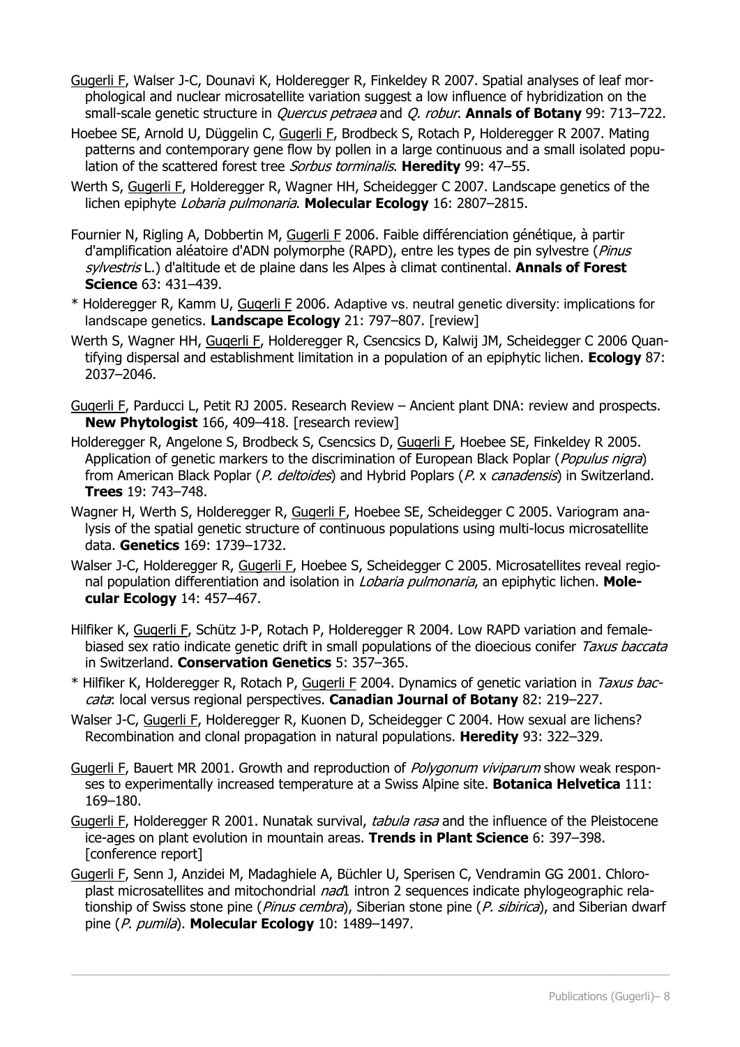Gugerli F, Walser J-C, Dounavi K, Holderegger R, Finkeldey R 2007. Spatial analyses of leaf morphological and nuclear microsatellite variation suggest a low influence of hybridization on the small-scale genetic structure in *Quercus petraea* and *Q. robur*. **Annals of Botany** 99: 713–722.

Hoebee SE, Arnold U, Düggelin C, Gugerli F, Brodbeck S, Rotach P, Holderegger R 2007. Mating patterns and contemporary gene flow by pollen in a large continuous and a small isolated population of the scattered forest tree *Sorbus torminalis*. **Heredity** 99: 47–55.

Werth S, Gugerli F, Holderegger R, Wagner HH, Scheidegger C 2007. Landscape genetics of the lichen epiphyte *Lobaria pulmonaria*. **Molecular Ecology** 16: 2807–2815.

Fournier N, Rigling A, Dobbertin M, Gugerli F 2006. Faible différenciation génétique, à partir d'amplification aléatoire d'ADN polymorphe (RAPD), entre les types de pin sylvestre (*Pinus sylvestris* L.) d'altitude et de plaine dans les Alpes à climat continental. **Annals of Forest Science** 63: 431–439.

* Holderegger R, Kamm U, Gugerli F 2006. Adaptive vs. neutral genetic diversity: implications for landscape genetics. **Landscape Ecology** 21: 797–807. [review]

Werth S, Wagner HH, Gugerli F, Holderegger R, Csencsics D, Kalwij JM, Scheidegger C 2006 Quantifying dispersal and establishment limitation in a population of an epiphytic lichen. **Ecology** 87: 2037–2046.

Gugerli F, Parducci L, Petit RJ 2005. Research Review – Ancient plant DNA: review and prospects. **New Phytologist** 166, 409–418. [research review]

Holderegger R, Angelone S, Brodbeck S, Csencsics D, Gugerli F, Hoebee SE, Finkeldey R 2005. Application of genetic markers to the discrimination of European Black Poplar (*Populus nigra*) from American Black Poplar (*P. deltoides*) and Hybrid Poplars (*P.* x *canadensis*) in Switzerland. **Trees** 19: 743–748.

Wagner H, Werth S, Holderegger R, Gugerli F, Hoebee SE, Scheidegger C 2005. Variogram analysis of the spatial genetic structure of continuous populations using multi-locus microsatellite data. **Genetics** 169: 1739–1732.

Walser J-C, Holderegger R, Gugerli F, Hoebee S, Scheidegger C 2005. Microsatellites reveal regional population differentiation and isolation in *Lobaria pulmonaria*, an epiphytic lichen. **Molecular Ecology** 14: 457–467.

Hilfiker K, Gugerli F, Schütz J-P, Rotach P, Holderegger R 2004. Low RAPD variation and female-biased sex ratio indicate genetic drift in small populations of the dioecious conifer *Taxus baccata* in Switzerland. **Conservation Genetics** 5: 357–365.

* Hilfiker K, Holderegger R, Rotach P, Gugerli F 2004. Dynamics of genetic variation in *Taxus baccata*: local versus regional perspectives. **Canadian Journal of Botany** 82: 219–227.

Walser J-C, Gugerli F, Holderegger R, Kuonen D, Scheidegger C 2004. How sexual are lichens? Recombination and clonal propagation in natural populations. **Heredity** 93: 322–329.

Gugerli F, Bauert MR 2001. Growth and reproduction of *Polygonum viviparum* show weak responses to experimentally increased temperature at a Swiss Alpine site. **Botanica Helvetica** 111: 169–180.

Gugerli F, Holderegger R 2001. Nunatak survival, *tabula rasa* and the influence of the Pleistocene ice-ages on plant evolution in mountain areas. **Trends in Plant Science** 6: 397–398. [conference report]

Gugerli F, Senn J, Anzidei M, Madaghiele A, Büchler U, Sperisen C, Vendramin GG 2001. Chloroplast microsatellites and mitochondrial *nad*1 intron 2 sequences indicate phylogeographic relationship of Swiss stone pine (*Pinus cembra*), Siberian stone pine (*P. sibirica*), and Siberian dwarf pine (*P. pumila*). **Molecular Ecology** 10: 1489–1497.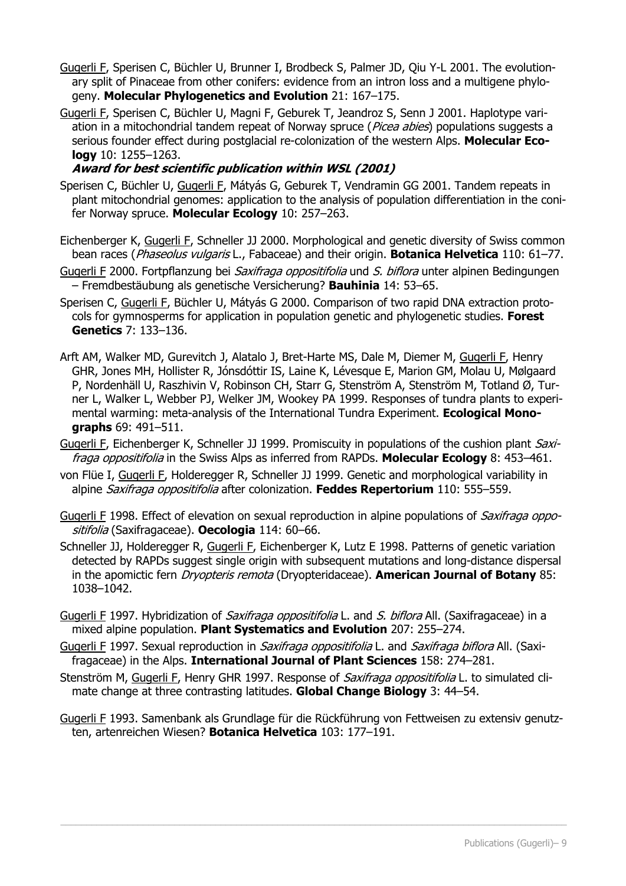<u>Gugerli F</u>, Sperisen C, Büchler U, Brunner I, Brodbeck S, Palmer JD, Qiu Y-L 2001. The evolutionary split of Pinaceae from other conifers: evidence from an intron loss and a multigene phylogeny. **Molecular Phylogenetics and Evolution** 21: 167–175.

<u>Gugerli F</u>, Sperisen C, Büchler U, Magni F, Geburek T, Jeandroz S, Senn J 2001. Haplotype variation in a mitochondrial tandem repeat of Norway spruce (*Picea abies*) populations suggests a serious founder effect during postglacial re-colonization of the western Alps. **Molecular Ecology** 10: 1255–1263.
***Award for best scientific publication within WSL (2001)***

Sperisen C, Büchler U, <u>Gugerli F</u>, Mátyás G, Geburek T, Vendramin GG 2001. Tandem repeats in plant mitochondrial genomes: application to the analysis of population differentiation in the conifer Norway spruce. **Molecular Ecology** 10: 257–263.

Eichenberger K, <u>Gugerli F</u>, Schneller JJ 2000. Morphological and genetic diversity of Swiss common bean races (*Phaseolus vulgaris* L., Fabaceae) and their origin. **Botanica Helvetica** 110: 61–77.

<u>Gugerli F</u> 2000. Fortpflanzung bei *Saxifraga oppositifolia* und *S. biflora* unter alpinen Bedingungen – Fremdbestäubung als genetische Versicherung? **Bauhinia** 14: 53–65.

Sperisen C, <u>Gugerli F</u>, Büchler U, Mátyás G 2000. Comparison of two rapid DNA extraction protocols for gymnosperms for application in population genetic and phylogenetic studies. **Forest Genetics** 7: 133–136.

Arft AM, Walker MD, Gurevitch J, Alatalo J, Bret-Harte MS, Dale M, Diemer M, <u>Gugerli F</u>, Henry GHR, Jones MH, Hollister R, Jónsdóttir IS, Laine K, Lévesque E, Marion GM, Molau U, Mølgaard P, Nordenhäll U, Raszhivin V, Robinson CH, Starr G, Stenström A, Stenström M, Totland Ø, Turner L, Walker L, Webber PJ, Welker JM, Wookey PA 1999. Responses of tundra plants to experimental warming: meta-analysis of the International Tundra Experiment. **Ecological Monographs** 69: 491–511.

<u>Gugerli F</u>, Eichenberger K, Schneller JJ 1999. Promiscuity in populations of the cushion plant *Saxifraga oppositifolia* in the Swiss Alps as inferred from RAPDs. **Molecular Ecology** 8: 453–461.

von Flüe I, <u>Gugerli F</u>, Holderegger R, Schneller JJ 1999. Genetic and morphological variability in alpine *Saxifraga oppositifolia* after colonization. **Feddes Repertorium** 110: 555–559.

<u>Gugerli F</u> 1998. Effect of elevation on sexual reproduction in alpine populations of *Saxifraga oppositifolia* (Saxifragaceae). **Oecologia** 114: 60–66.

Schneller JJ, Holderegger R, <u>Gugerli F</u>, Eichenberger K, Lutz E 1998. Patterns of genetic variation detected by RAPDs suggest single origin with subsequent mutations and long-distance dispersal in the apomictic fern *Dryopteris remota* (Dryopteridaceae). **American Journal of Botany** 85: 1038–1042.

<u>Gugerli F</u> 1997. Hybridization of *Saxifraga oppositifolia* L. and *S. biflora* All. (Saxifragaceae) in a mixed alpine population. **Plant Systematics and Evolution** 207: 255–274.

<u>Gugerli F</u> 1997. Sexual reproduction in *Saxifraga oppositifolia* L. and *Saxifraga biflora* All. (Saxifragaceae) in the Alps. **International Journal of Plant Sciences** 158: 274–281.

Stenström M, <u>Gugerli F</u>, Henry GHR 1997. Response of *Saxifraga oppositifolia* L. to simulated climate change at three contrasting latitudes. **Global Change Biology** 3: 44–54.

<u>Gugerli F</u> 1993. Samenbank als Grundlage für die Rückführung von Fettweisen zu extensiv genutzten, artenreichen Wiesen? **Botanica Helvetica** 103: 177–191.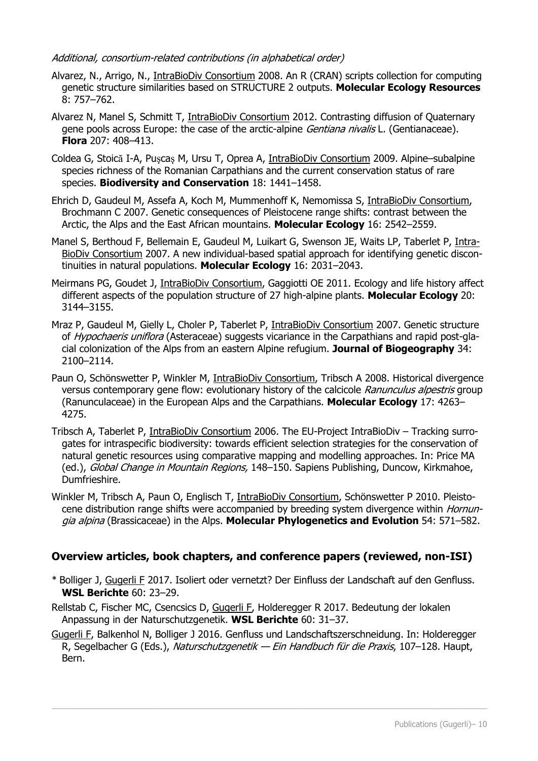*Additional, consortium-related contributions (in alphabetical order)*

Alvarez, N., Arrigo, N., IntraBioDiv Consortium 2008. An R (CRAN) scripts collection for computing genetic structure similarities based on STRUCTURE 2 outputs. **Molecular Ecology Resources** 8: 757–762.

Alvarez N, Manel S, Schmitt T, IntraBioDiv Consortium 2012. Contrasting diffusion of Quaternary gene pools across Europe: the case of the arctic-alpine *Gentiana nivalis* L. (Gentianaceae). **Flora** 207: 408–413.

Coldea G, Stoică I-A, Puşcaş M, Ursu T, Oprea A, IntraBioDiv Consortium 2009. Alpine–subalpine species richness of the Romanian Carpathians and the current conservation status of rare species. **Biodiversity and Conservation** 18: 1441–1458.

Ehrich D, Gaudeul M, Assefa A, Koch M, Mummenhoff K, Nemomissa S, IntraBioDiv Consortium, Brochmann C 2007. Genetic consequences of Pleistocene range shifts: contrast between the Arctic, the Alps and the East African mountains. **Molecular Ecology** 16: 2542–2559.

Manel S, Berthoud F, Bellemain E, Gaudeul M, Luikart G, Swenson JE, Waits LP, Taberlet P, IntraBioDiv Consortium 2007. A new individual-based spatial approach for identifying genetic discontinuities in natural populations. **Molecular Ecology** 16: 2031–2043.

Meirmans PG, Goudet J, IntraBioDiv Consortium, Gaggiotti OE 2011. Ecology and life history affect different aspects of the population structure of 27 high-alpine plants. **Molecular Ecology** 20: 3144–3155.

Mraz P, Gaudeul M, Gielly L, Choler P, Taberlet P, IntraBioDiv Consortium 2007. Genetic structure of *Hypochaeris uniflora* (Asteraceae) suggests vicariance in the Carpathians and rapid post-glacial colonization of the Alps from an eastern Alpine refugium. **Journal of Biogeography** 34: 2100–2114.

Paun O, Schönswetter P, Winkler M, IntraBioDiv Consortium, Tribsch A 2008. Historical divergence versus contemporary gene flow: evolutionary history of the calcicole *Ranunculus alpestris* group (Ranunculaceae) in the European Alps and the Carpathians. **Molecular Ecology** 17: 4263–4275.

Tribsch A, Taberlet P, IntraBioDiv Consortium 2006. The EU-Project IntraBioDiv – Tracking surrogates for intraspecific biodiversity: towards efficient selection strategies for the conservation of natural genetic resources using comparative mapping and modelling approaches. In: Price MA (ed.), *Global Change in Mountain Regions,* 148–150. Sapiens Publishing, Duncow, Kirkmahoe, Dumfrieshire.

Winkler M, Tribsch A, Paun O, Englisch T, IntraBioDiv Consortium, Schönswetter P 2010. Pleistocene distribution range shifts were accompanied by breeding system divergence within *Hornungia alpina* (Brassicaceae) in the Alps. **Molecular Phylogenetics and Evolution** 54: 571–582.

## Overview articles, book chapters, and conference papers (reviewed, non-ISI)

\* Bolliger J, Gugerli F 2017. Isoliert oder vernetzt? Der Einfluss der Landschaft auf den Genfluss. **WSL Berichte** 60: 23–29.

Rellstab C, Fischer MC, Csencsics D, Gugerli F, Holderegger R 2017. Bedeutung der lokalen Anpassung in der Naturschutzgenetik. **WSL Berichte** 60: 31–37.

Gugerli F, Balkenhol N, Bolliger J 2016. Genfluss und Landschaftszerschneidung. In: Holderegger R, Segelbacher G (Eds.), *Naturschutzgenetik — Ein Handbuch für die Praxis*, 107–128. Haupt, Bern.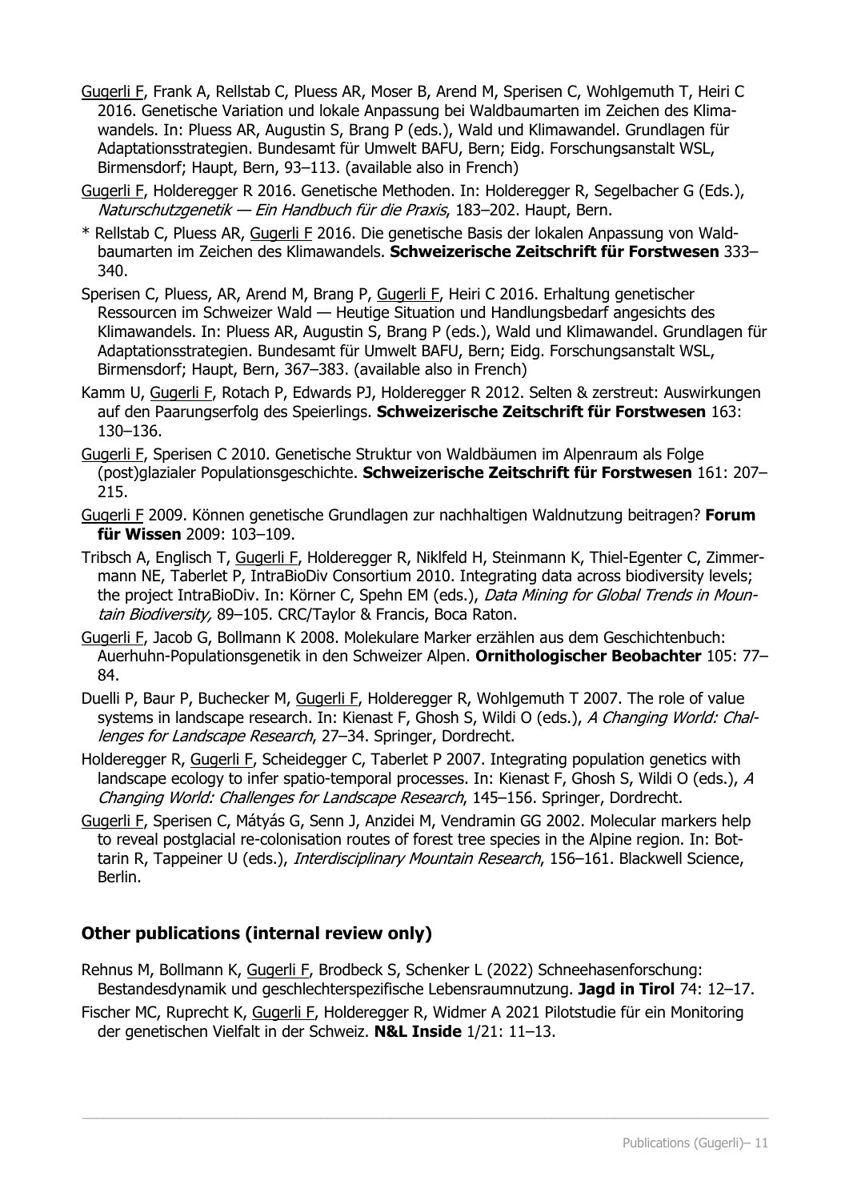<u>Gugerli F</u>, Frank A, Rellstab C, Pluess AR, Moser B, Arend M, Sperisen C, Wohlgemuth T, Heiri C 2016. Genetische Variation und lokale Anpassung bei Waldbaumarten im Zeichen des Klimawandels. In: Pluess AR, Augustin S, Brang P (eds.), Wald und Klimawandel. Grundlagen für Adaptationsstrategien. Bundesamt für Umwelt BAFU, Bern; Eidg. Forschungsanstalt WSL, Birmensdorf; Haupt, Bern, 93–113. (available also in French)

<u>Gugerli F</u>, Holderegger R 2016. Genetische Methoden. In: Holderegger R, Segelbacher G (Eds.), *Naturschutzgenetik — Ein Handbuch für die Praxis*, 183–202. Haupt, Bern.

* Rellstab C, Pluess AR, <u>Gugerli F</u> 2016. Die genetische Basis der lokalen Anpassung von Waldbaumarten im Zeichen des Klimawandels. **Schweizerische Zeitschrift für Forstwesen** 333–340.

Sperisen C, Pluess, AR, Arend M, Brang P, <u>Gugerli F</u>, Heiri C 2016. Erhaltung genetischer Ressourcen im Schweizer Wald — Heutige Situation und Handlungsbedarf angesichts des Klimawandels. In: Pluess AR, Augustin S, Brang P (eds.), Wald und Klimawandel. Grundlagen für Adaptationsstrategien. Bundesamt für Umwelt BAFU, Bern; Eidg. Forschungsanstalt WSL, Birmensdorf; Haupt, Bern, 367–383. (available also in French)

Kamm U, <u>Gugerli F</u>, Rotach P, Edwards PJ, Holderegger R 2012. Selten & zerstreut: Auswirkungen auf den Paarungserfolg des Speierlings. **Schweizerische Zeitschrift für Forstwesen** 163: 130–136.

<u>Gugerli F</u>, Sperisen C 2010. Genetische Struktur von Waldbäumen im Alpenraum als Folge (post)glazialer Populationsgeschichte. **Schweizerische Zeitschrift für Forstwesen** 161: 207–215.

<u>Gugerli F</u> 2009. Können genetische Grundlagen zur nachhaltigen Waldnutzung beitragen? **Forum für Wissen** 2009: 103–109.

Tribsch A, Englisch T, <u>Gugerli F</u>, Holderegger R, Niklfeld H, Steinmann K, Thiel-Egenter C, Zimmermann NE, Taberlet P, IntraBioDiv Consortium 2010. Integrating data across biodiversity levels; the project IntraBioDiv. In: Körner C, Spehn EM (eds.), *Data Mining for Global Trends in Mountain Biodiversity,* 89–105. CRC/Taylor & Francis, Boca Raton.

<u>Gugerli F</u>, Jacob G, Bollmann K 2008. Molekulare Marker erzählen aus dem Geschichtenbuch: Auerhuhn-Populationsgenetik in den Schweizer Alpen. **Ornithologischer Beobachter** 105: 77–84.

Duelli P, Baur P, Buchecker M, <u>Gugerli F</u>, Holderegger R, Wohlgemuth T 2007. The role of value systems in landscape research. In: Kienast F, Ghosh S, Wildi O (eds.), *A Changing World: Challenges for Landscape Research*, 27–34. Springer, Dordrecht.

Holderegger R, <u>Gugerli F</u>, Scheidegger C, Taberlet P 2007. Integrating population genetics with landscape ecology to infer spatio-temporal processes. In: Kienast F, Ghosh S, Wildi O (eds.), *A Changing World: Challenges for Landscape Research*, 145–156. Springer, Dordrecht.

<u>Gugerli F</u>, Sperisen C, Mátyás G, Senn J, Anzidei M, Vendramin GG 2002. Molecular markers help to reveal postglacial re-colonisation routes of forest tree species in the Alpine region. In: Bottarin R, Tappeiner U (eds.), *Interdisciplinary Mountain Research*, 156–161. Blackwell Science, Berlin.

## Other publications (internal review only)

Rehnus M, Bollmann K, <u>Gugerli F</u>, Brodbeck S, Schenker L (2022) Schneehasenforschung: Bestandesdynamik und geschlechterspezifische Lebensraumnutzung. **Jagd in Tirol** 74: 12–17.

Fischer MC, Ruprecht K, <u>Gugerli F</u>, Holderegger R, Widmer A 2021 Pilotstudie für ein Monitoring der genetischen Vielfalt in der Schweiz. **N&L Inside** 1/21: 11–13.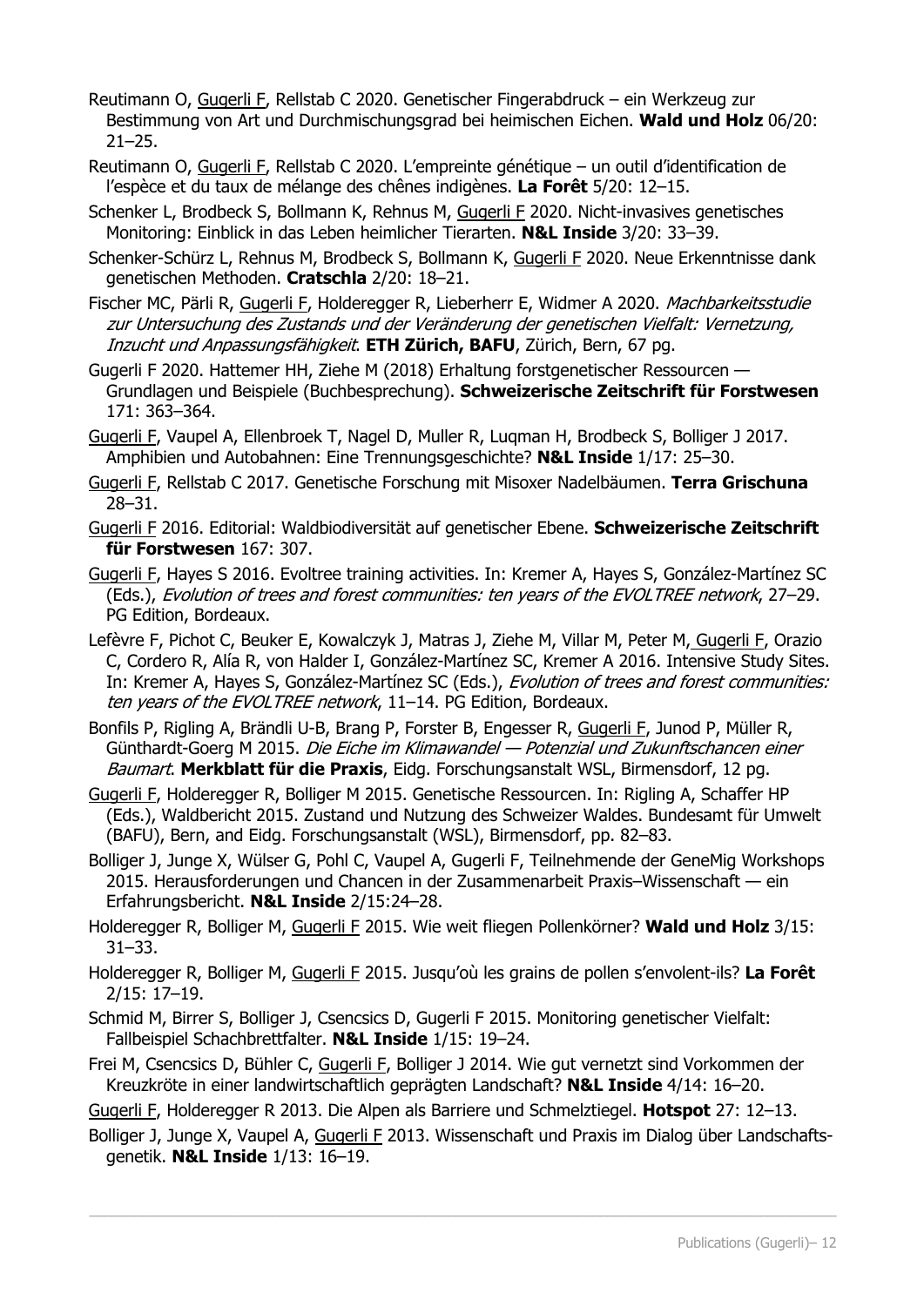Reutimann O, <u>Gugerli F</u>, Rellstab C 2020. Genetischer Fingerabdruck – ein Werkzeug zur Bestimmung von Art und Durchmischungsgrad bei heimischen Eichen. **Wald und Holz** 06/20: 21–25.

Reutimann O, <u>Gugerli F</u>, Rellstab C 2020. L'empreinte génétique – un outil d'identification de l'espèce et du taux de mélange des chênes indigènes. **La Forêt** 5/20: 12–15.

Schenker L, Brodbeck S, Bollmann K, Rehnus M, <u>Gugerli F</u> 2020. Nicht-invasives genetisches Monitoring: Einblick in das Leben heimlicher Tierarten. **N&L Inside** 3/20: 33–39.

Schenker-Schürz L, Rehnus M, Brodbeck S, Bollmann K, <u>Gugerli F</u> 2020. Neue Erkenntnisse dank genetischen Methoden. **Cratschla** 2/20: 18–21.

Fischer MC, Pärli R, <u>Gugerli F</u>, Holderegger R, Lieberherr E, Widmer A 2020. *Machbarkeitsstudie zur Untersuchung des Zustands und der Veränderung der genetischen Vielfalt: Vernetzung, Inzucht und Anpassungsfähigkeit*. **ETH Zürich, BAFU**, Zürich, Bern, 67 pg.

Gugerli F 2020. Hattemer HH, Ziehe M (2018) Erhaltung forstgenetischer Ressourcen — Grundlagen und Beispiele (Buchbesprechung). **Schweizerische Zeitschrift für Forstwesen** 171: 363–364.

<u>Gugerli F</u>, Vaupel A, Ellenbroek T, Nagel D, Muller R, Luqman H, Brodbeck S, Bolliger J 2017. Amphibien und Autobahnen: Eine Trennungsgeschichte? **N&L Inside** 1/17: 25–30.

<u>Gugerli F</u>, Rellstab C 2017. Genetische Forschung mit Misoxer Nadelbäumen. **Terra Grischuna** 28–31.

<u>Gugerli F</u> 2016. Editorial: Waldbiodiversität auf genetischer Ebene. **Schweizerische Zeitschrift für Forstwesen** 167: 307.

<u>Gugerli F</u>, Hayes S 2016. Evoltree training activities. In: Kremer A, Hayes S, González-Martínez SC (Eds.), *Evolution of trees and forest communities: ten years of the EVOLTREE network*, 27–29. PG Edition, Bordeaux.

Lefèvre F, Pichot C, Beuker E, Kowalczyk J, Matras J, Ziehe M, Villar M, Peter M, <u>Gugerli F</u>, Orazio C, Cordero R, Alía R, von Halder I, González-Martínez SC, Kremer A 2016. Intensive Study Sites. In: Kremer A, Hayes S, González-Martínez SC (Eds.), *Evolution of trees and forest communities: ten years of the EVOLTREE network*, 11–14. PG Edition, Bordeaux.

Bonfils P, Rigling A, Brändli U-B, Brang P, Forster B, Engesser R, <u>Gugerli F</u>, Junod P, Müller R, Günthardt-Goerg M 2015. *Die Eiche im Klimawandel — Potenzial und Zukunftschancen einer Baumart*. **Merkblatt für die Praxis**, Eidg. Forschungsanstalt WSL, Birmensdorf, 12 pg.

<u>Gugerli F</u>, Holderegger R, Bolliger M 2015. Genetische Ressourcen. In: Rigling A, Schaffer HP (Eds.), Waldbericht 2015. Zustand und Nutzung des Schweizer Waldes. Bundesamt für Umwelt (BAFU), Bern, and Eidg. Forschungsanstalt (WSL), Birmensdorf, pp. 82–83.

Bolliger J, Junge X, Wülser G, Pohl C, Vaupel A, Gugerli F, Teilnehmende der GeneMig Workshops 2015. Herausforderungen und Chancen in der Zusammenarbeit Praxis–Wissenschaft — ein Erfahrungsbericht. **N&L Inside** 2/15:24–28.

Holderegger R, Bolliger M, <u>Gugerli F</u> 2015. Wie weit fliegen Pollenkörner? **Wald und Holz** 3/15: 31–33.

Holderegger R, Bolliger M, <u>Gugerli F</u> 2015. Jusqu'où les grains de pollen s'envolent-ils? **La Forêt** 2/15: 17–19.

Schmid M, Birrer S, Bolliger J, Csencsics D, Gugerli F 2015. Monitoring genetischer Vielfalt: Fallbeispiel Schachbrettfalter. **N&L Inside** 1/15: 19–24.

Frei M, Csencsics D, Bühler C, <u>Gugerli F</u>, Bolliger J 2014. Wie gut vernetzt sind Vorkommen der Kreuzkröte in einer landwirtschaftlich geprägten Landschaft? **N&L Inside** 4/14: 16–20.

<u>Gugerli F</u>, Holderegger R 2013. Die Alpen als Barriere und Schmelztiegel. **Hotspot** 27: 12–13.

Bolliger J, Junge X, Vaupel A, <u>Gugerli F</u> 2013. Wissenschaft und Praxis im Dialog über Landschafts­genetik. **N&L Inside** 1/13: 16–19.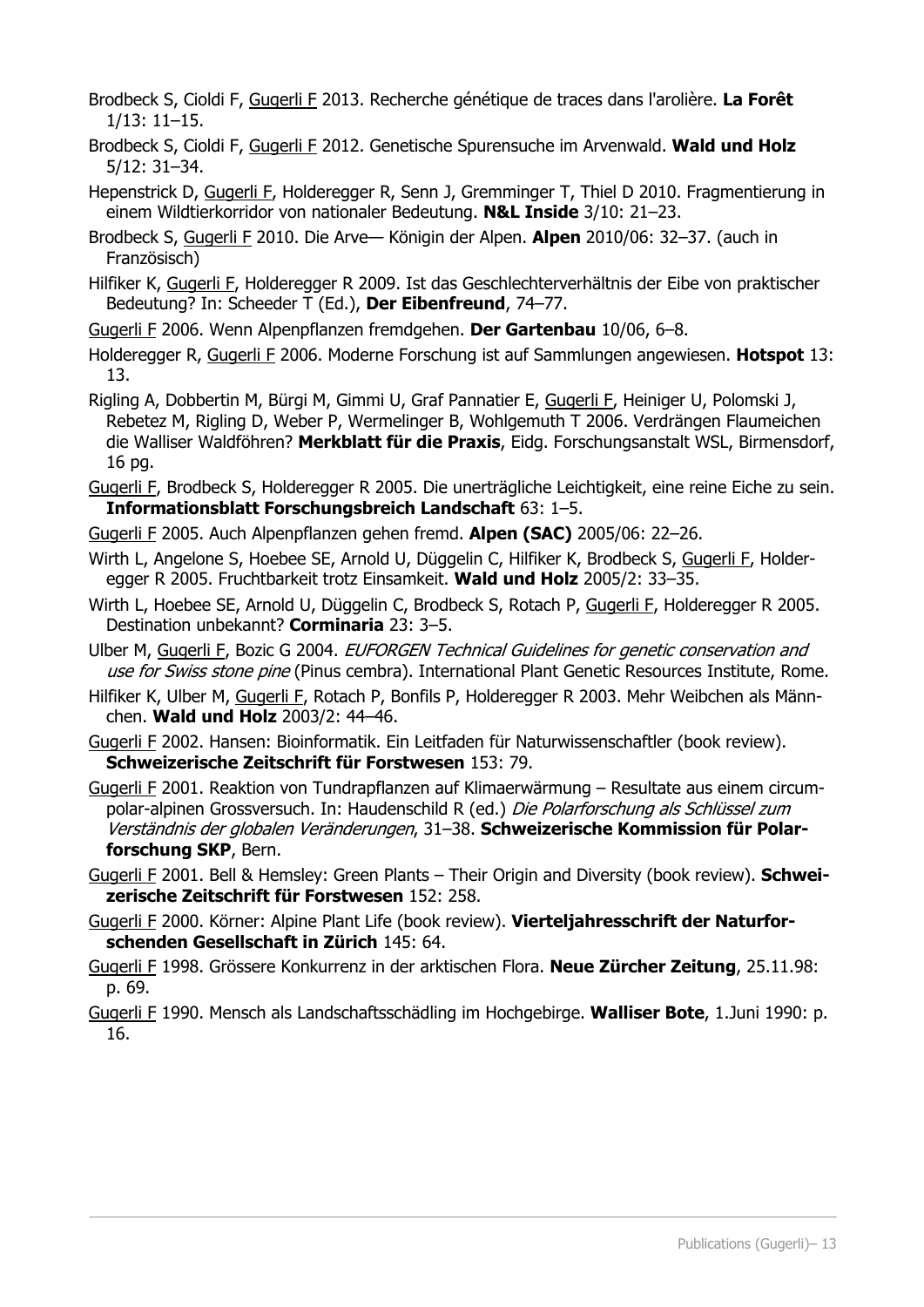Brodbeck S, Cioldi F, Gugerli F 2013. Recherche génétique de traces dans l'arolière. **La Forêt** 1/13: 11–15.

Brodbeck S, Cioldi F, Gugerli F 2012. Genetische Spurensuche im Arvenwald. **Wald und Holz** 5/12: 31–34.

Hepenstrick D, Gugerli F, Holderegger R, Senn J, Gremminger T, Thiel D 2010. Fragmentierung in einem Wildtierkorridor von nationaler Bedeutung. **N&L Inside** 3/10: 21–23.

Brodbeck S, Gugerli F 2010. Die Arve— Königin der Alpen. **Alpen** 2010/06: 32–37. (auch in Französisch)

Hilfiker K, Gugerli F, Holderegger R 2009. Ist das Geschlechterverhältnis der Eibe von praktischer Bedeutung? In: Scheeder T (Ed.), **Der Eibenfreund**, 74–77.

Gugerli F 2006. Wenn Alpenpflanzen fremdgehen. **Der Gartenbau** 10/06, 6–8.

Holderegger R, Gugerli F 2006. Moderne Forschung ist auf Sammlungen angewiesen. **Hotspot** 13: 13.

Rigling A, Dobbertin M, Bürgi M, Gimmi U, Graf Pannatier E, Gugerli F, Heiniger U, Polomski J, Rebetez M, Rigling D, Weber P, Wermelinger B, Wohlgemuth T 2006. Verdrängen Flaumeichen die Walliser Waldföhren? **Merkblatt für die Praxis**, Eidg. Forschungsanstalt WSL, Birmensdorf, 16 pg.

Gugerli F, Brodbeck S, Holderegger R 2005. Die unerträgliche Leichtigkeit, eine reine Eiche zu sein. **Informationsblatt Forschungsbreich Landschaft** 63: 1–5.

Gugerli F 2005. Auch Alpenpflanzen gehen fremd. **Alpen (SAC)** 2005/06: 22–26.

Wirth L, Angelone S, Hoebee SE, Arnold U, Düggelin C, Hilfiker K, Brodbeck S, Gugerli F, Holderegger R 2005. Fruchtbarkeit trotz Einsamkeit. **Wald und Holz** 2005/2: 33–35.

Wirth L, Hoebee SE, Arnold U, Düggelin C, Brodbeck S, Rotach P, Gugerli F, Holderegger R 2005. Destination unbekannt? **Corminaria** 23: 3–5.

Ulber M, Gugerli F, Bozic G 2004. *EUFORGEN Technical Guidelines for genetic conservation and use for Swiss stone pine* (Pinus cembra). International Plant Genetic Resources Institute, Rome.

Hilfiker K, Ulber M, Gugerli F, Rotach P, Bonfils P, Holderegger R 2003. Mehr Weibchen als Männchen. **Wald und Holz** 2003/2: 44–46.

Gugerli F 2002. Hansen: Bioinformatik. Ein Leitfaden für Naturwissenschaftler (book review). **Schweizerische Zeitschrift für Forstwesen** 153: 79.

Gugerli F 2001. Reaktion von Tundrapflanzen auf Klimaerwärmung – Resultate aus einem circumpolar-alpinen Grossversuch. In: Haudenschild R (ed.) *Die Polarforschung als Schlüssel zum Verständnis der globalen Veränderungen*, 31–38. **Schweizerische Kommission für Polarforschung SKP**, Bern.

Gugerli F 2001. Bell & Hemsley: Green Plants – Their Origin and Diversity (book review). **Schweizerische Zeitschrift für Forstwesen** 152: 258.

Gugerli F 2000. Körner: Alpine Plant Life (book review). **Vierteljahresschrift der Naturforschenden Gesellschaft in Zürich** 145: 64.

Gugerli F 1998. Grössere Konkurrenz in der arktischen Flora. **Neue Zürcher Zeitung**, 25.11.98: p. 69.

Gugerli F 1990. Mensch als Landschaftsschädling im Hochgebirge. **Walliser Bote**, 1.Juni 1990: p. 16.